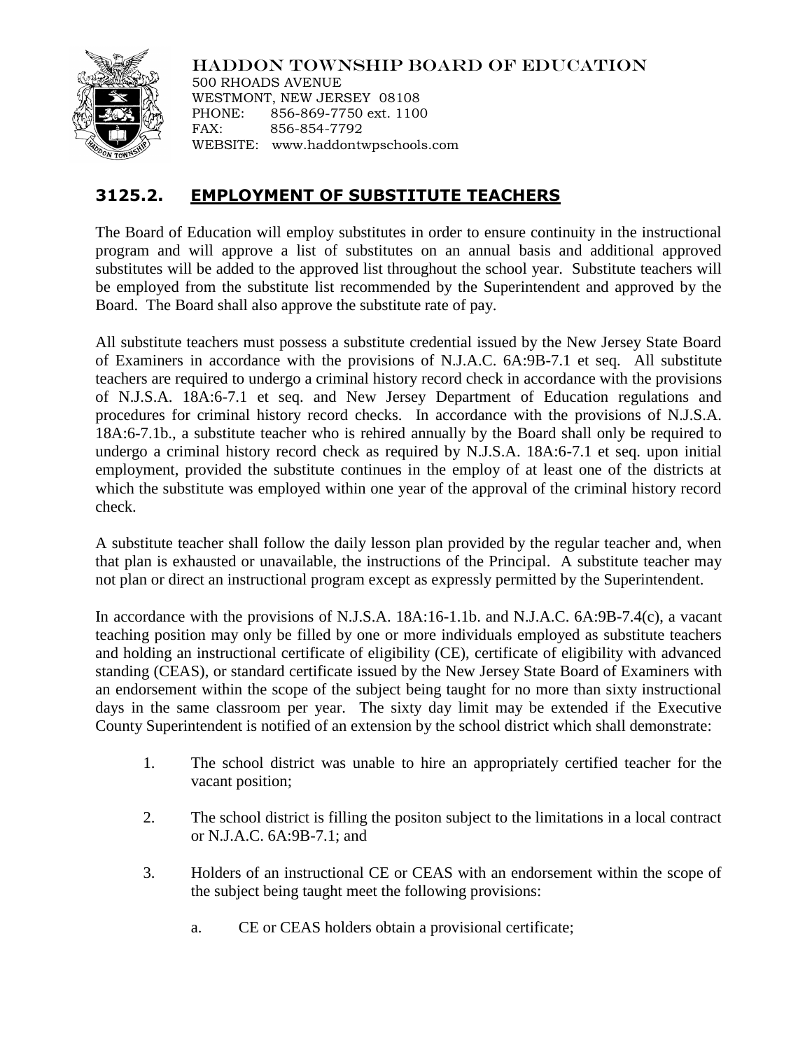HADDON TOWNSHIP BOARD OF EDUCATION
500 RHOADS AVENUE
WESTMONT, NEW JERSEY 08108
PHONE: 856-869-7750 ext. 1100
FAX: 856-854-7792
WEBSITE: www.haddontwpschools.com

## 3125.2. EMPLOYMENT OF SUBSTITUTE TEACHERS

The Board of Education will employ substitutes in order to ensure continuity in the instructional program and will approve a list of substitutes on an annual basis and additional approved substitutes will be added to the approved list throughout the school year. Substitute teachers will be employed from the substitute list recommended by the Superintendent and approved by the Board. The Board shall also approve the substitute rate of pay.

All substitute teachers must possess a substitute credential issued by the New Jersey State Board of Examiners in accordance with the provisions of N.J.A.C. 6A:9B-7.1 et seq. All substitute teachers are required to undergo a criminal history record check in accordance with the provisions of N.J.S.A. 18A:6-7.1 et seq. and New Jersey Department of Education regulations and procedures for criminal history record checks. In accordance with the provisions of N.J.S.A. 18A:6-7.1b., a substitute teacher who is rehired annually by the Board shall only be required to undergo a criminal history record check as required by N.J.S.A. 18A:6-7.1 et seq. upon initial employment, provided the substitute continues in the employ of at least one of the districts at which the substitute was employed within one year of the approval of the criminal history record check.

A substitute teacher shall follow the daily lesson plan provided by the regular teacher and, when that plan is exhausted or unavailable, the instructions of the Principal. A substitute teacher may not plan or direct an instructional program except as expressly permitted by the Superintendent.

In accordance with the provisions of N.J.S.A. 18A:16-1.1b. and N.J.A.C. 6A:9B-7.4(c), a vacant teaching position may only be filled by one or more individuals employed as substitute teachers and holding an instructional certificate of eligibility (CE), certificate of eligibility with advanced standing (CEAS), or standard certificate issued by the New Jersey State Board of Examiners with an endorsement within the scope of the subject being taught for no more than sixty instructional days in the same classroom per year. The sixty day limit may be extended if the Executive County Superintendent is notified of an extension by the school district which shall demonstrate:

1. The school district was unable to hire an appropriately certified teacher for the vacant position;

2. The school district is filling the positon subject to the limitations in a local contract or N.J.A.C. 6A:9B-7.1; and

3. Holders of an instructional CE or CEAS with an endorsement within the scope of the subject being taught meet the following provisions:

   a. CE or CEAS holders obtain a provisional certificate;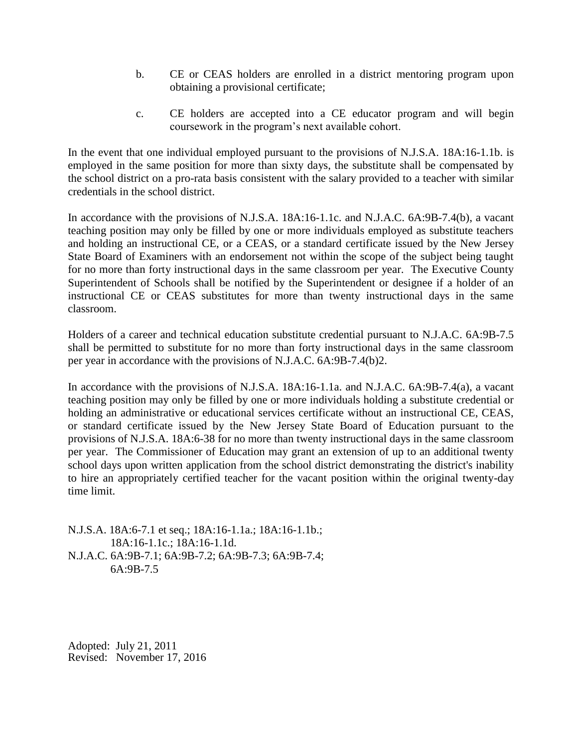b. CE or CEAS holders are enrolled in a district mentoring program upon obtaining a provisional certificate;

c. CE holders are accepted into a CE educator program and will begin coursework in the program's next available cohort.

In the event that one individual employed pursuant to the provisions of N.J.S.A. 18A:16-1.1b. is employed in the same position for more than sixty days, the substitute shall be compensated by the school district on a pro-rata basis consistent with the salary provided to a teacher with similar credentials in the school district.

In accordance with the provisions of N.J.S.A. 18A:16-1.1c. and N.J.A.C. 6A:9B-7.4(b), a vacant teaching position may only be filled by one or more individuals employed as substitute teachers and holding an instructional CE, or a CEAS, or a standard certificate issued by the New Jersey State Board of Examiners with an endorsement not within the scope of the subject being taught for no more than forty instructional days in the same classroom per year. The Executive County Superintendent of Schools shall be notified by the Superintendent or designee if a holder of an instructional CE or CEAS substitutes for more than twenty instructional days in the same classroom.

Holders of a career and technical education substitute credential pursuant to N.J.A.C. 6A:9B-7.5 shall be permitted to substitute for no more than forty instructional days in the same classroom per year in accordance with the provisions of N.J.A.C. 6A:9B-7.4(b)2.

In accordance with the provisions of N.J.S.A. 18A:16-1.1a. and N.J.A.C. 6A:9B-7.4(a), a vacant teaching position may only be filled by one or more individuals holding a substitute credential or holding an administrative or educational services certificate without an instructional CE, CEAS, or standard certificate issued by the New Jersey State Board of Education pursuant to the provisions of N.J.S.A. 18A:6-38 for no more than twenty instructional days in the same classroom per year. The Commissioner of Education may grant an extension of up to an additional twenty school days upon written application from the school district demonstrating the district's inability to hire an appropriately certified teacher for the vacant position within the original twenty-day time limit.

N.J.S.A. 18A:6-7.1 et seq.; 18A:16-1.1a.; 18A:16-1.1b.; 18A:16-1.1c.; 18A:16-1.1d.
N.J.A.C. 6A:9B-7.1; 6A:9B-7.2; 6A:9B-7.3; 6A:9B-7.4; 6A:9B-7.5

Adopted: July 21, 2011
Revised: November 17, 2016